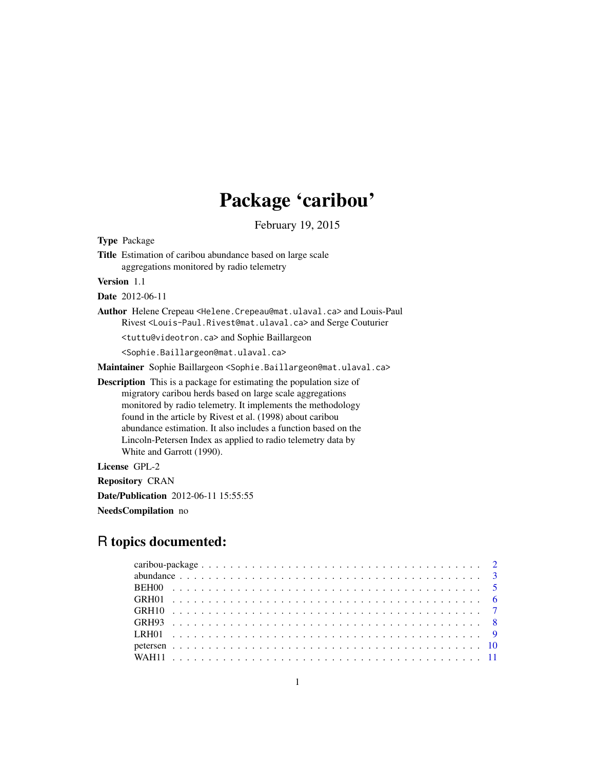# Package 'caribou'

February 19, 2015

**Type** Package

**Title** Estimation of caribou abundance based on large scale aggregations monitored by radio telemetry

**Version** 1.1

**Date** 2012-06-11

**Author** Helene Crepeau <Helene.Crepeau@mat.ulaval.ca> and Louis-Paul Rivest <Louis-Paul.Rivest@mat.ulaval.ca> and Serge Couturier <tuttu@videotron.ca> and Sophie Baillargeon <Sophie.Baillargeon@mat.ulaval.ca>

**Maintainer** Sophie Baillargeon <Sophie.Baillargeon@mat.ulaval.ca>

**Description** This is a package for estimating the population size of migratory caribou herds based on large scale aggregations monitored by radio telemetry. It implements the methodology found in the article by Rivest et al. (1998) about caribou abundance estimation. It also includes a function based on the Lincoln-Petersen Index as applied to radio telemetry data by White and Garrott (1990).

**License** GPL-2

**Repository** CRAN

**Date/Publication** 2012-06-11 15:55:55

**NeedsCompilation** no

## R topics documented:

- caribou-package . . . . . . . . . . . . . . . . . . . . . . . . . . . . . . . . . . . . 2
- abundance . . . . . . . . . . . . . . . . . . . . . . . . . . . . . . . . . . . . 3
- BEH00 . . . . . . . . . . . . . . . . . . . . . . . . . . . . . . . . . . . . 5
- GRH01 . . . . . . . . . . . . . . . . . . . . . . . . . . . . . . . . . . . . 6
- GRH10 . . . . . . . . . . . . . . . . . . . . . . . . . . . . . . . . . . . . 7
- GRH93 . . . . . . . . . . . . . . . . . . . . . . . . . . . . . . . . . . . . 8
- LRH01 . . . . . . . . . . . . . . . . . . . . . . . . . . . . . . . . . . . . 9
- petersen . . . . . . . . . . . . . . . . . . . . . . . . . . . . . . . . . . . . 10
- WAH11 . . . . . . . . . . . . . . . . . . . . . . . . . . . . . . . . . . . . 11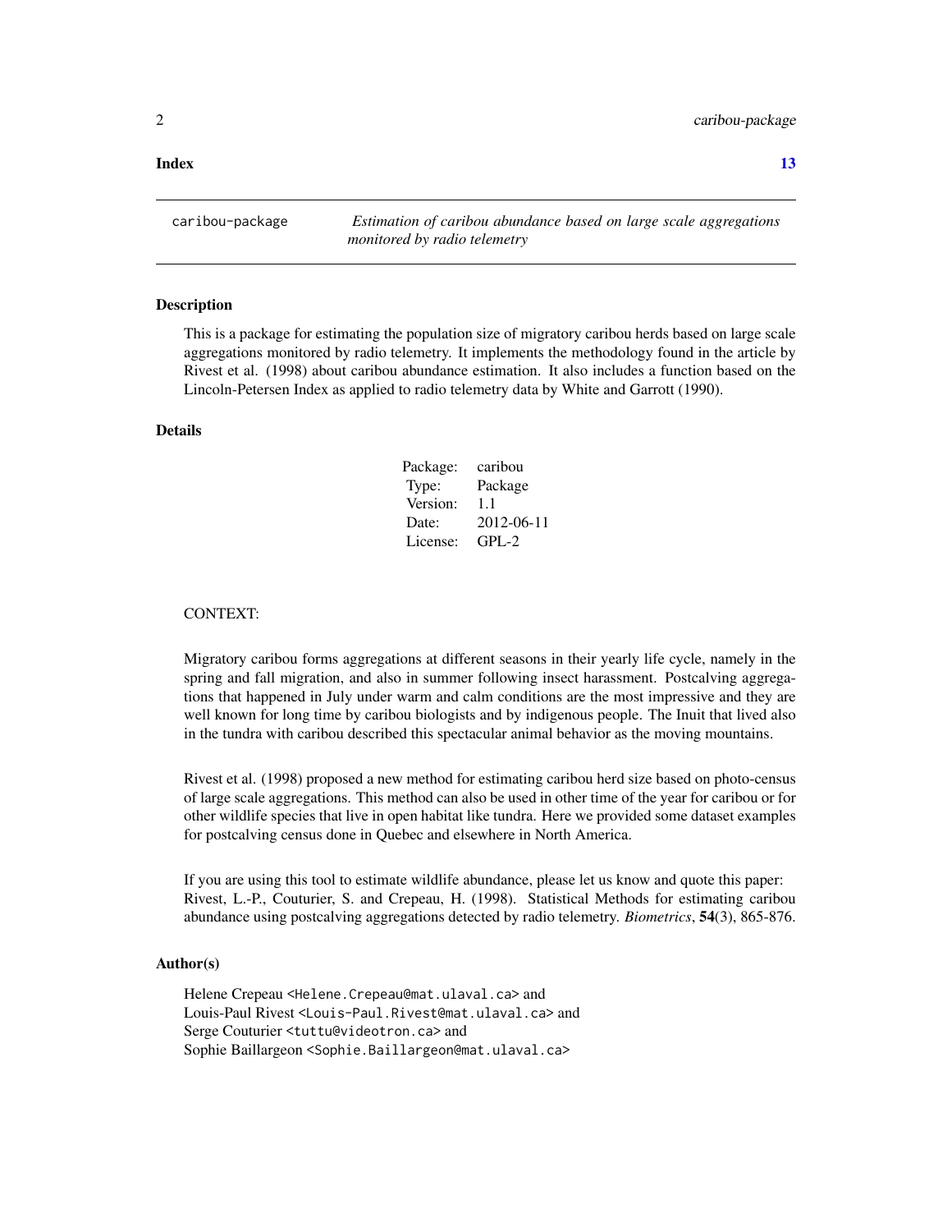**Index** 13

---

`caribou-package` *Estimation of caribou abundance based on large scale aggregations monitored by radio telemetry*

---

### Description

This is a package for estimating the population size of migratory caribou herds based on large scale aggregations monitored by radio telemetry. It implements the methodology found in the article by Rivest et al. (1998) about caribou abundance estimation. It also includes a function based on the Lincoln-Petersen Index as applied to radio telemetry data by White and Garrott (1990).

### Details

| | |
|---|---|
| Package: | caribou |
| Type: | Package |
| Version: | 1.1 |
| Date: | 2012-06-11 |
| License: | GPL-2 |

CONTEXT:

Migratory caribou forms aggregations at different seasons in their yearly life cycle, namely in the spring and fall migration, and also in summer following insect harassment. Postcalving aggregations that happened in July under warm and calm conditions are the most impressive and they are well known for long time by caribou biologists and by indigenous people. The Inuit that lived also in the tundra with caribou described this spectacular animal behavior as the moving mountains.

Rivest et al. (1998) proposed a new method for estimating caribou herd size based on photo-census of large scale aggregations. This method can also be used in other time of the year for caribou or for other wildlife species that live in open habitat like tundra. Here we provided some dataset examples for postcalving census done in Quebec and elsewhere in North America.

If you are using this tool to estimate wildlife abundance, please let us know and quote this paper: Rivest, L.-P., Couturier, S. and Crepeau, H. (1998). Statistical Methods for estimating caribou abundance using postcalving aggregations detected by radio telemetry. *Biometrics*, **54**(3), 865-876.

### Author(s)

Helene Crepeau <Helene.Crepeau@mat.ulaval.ca> and
Louis-Paul Rivest <Louis-Paul.Rivest@mat.ulaval.ca> and
Serge Couturier <tuttu@videotron.ca> and
Sophie Baillargeon <Sophie.Baillargeon@mat.ulaval.ca>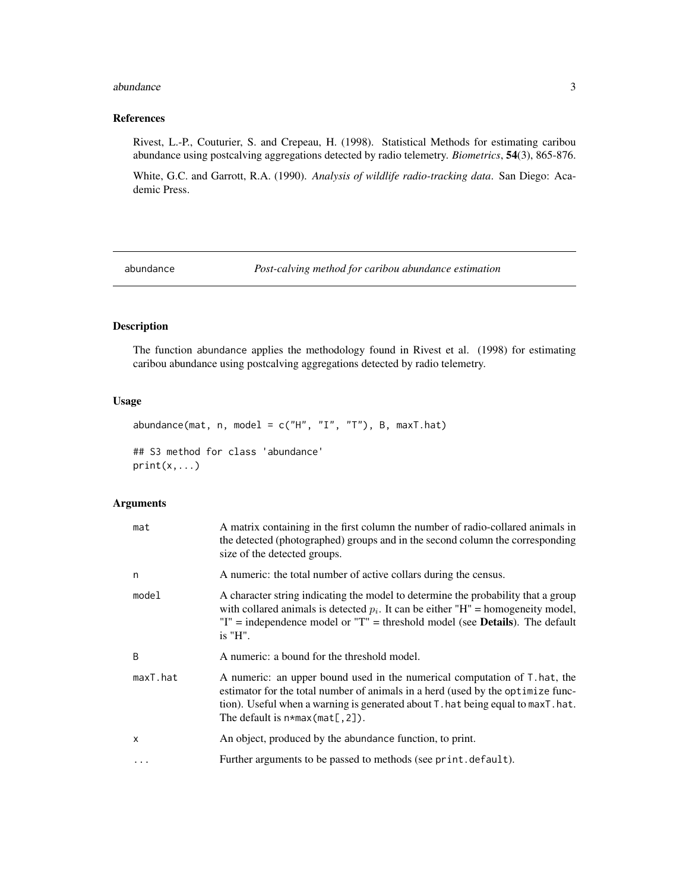## References

Rivest, L.-P., Couturier, S. and Crepeau, H. (1998). Statistical Methods for estimating caribou abundance using postcalving aggregations detected by radio telemetry. *Biometrics*, **54**(3), 865-876.

White, G.C. and Garrott, R.A. (1990). *Analysis of wildlife radio-tracking data*. San Diego: Academic Press.

---

# abundance — *Post-calving method for caribou abundance estimation*

## Description

The function abundance applies the methodology found in Rivest et al. (1998) for estimating caribou abundance using postcalving aggregations detected by radio telemetry.

## Usage

```
abundance(mat, n, model = c("H", "I", "T"), B, maxT.hat)

## S3 method for class 'abundance'
print(x,...)
```

## Arguments

| | |
|---|---|
| mat | A matrix containing in the first column the number of radio-collared animals in the detected (photographed) groups and in the second column the corresponding size of the detected groups. |
| n | A numeric: the total number of active collars during the census. |
| model | A character string indicating the model to determine the probability that a group with collared animals is detected $p_i$. It can be either "H" = homogeneity model, "I" = independence model or "T" = threshold model (see **Details**). The default is "H". |
| B | A numeric: a bound for the threshold model. |
| maxT.hat | A numeric: an upper bound used in the numerical computation of T.hat, the estimator for the total number of animals in a herd (used by the optimize function). Useful when a warning is generated about T.hat being equal to maxT.hat. The default is n*max(mat[,2]). |
| x | An object, produced by the abundance function, to print. |
| ... | Further arguments to be passed to methods (see print.default). |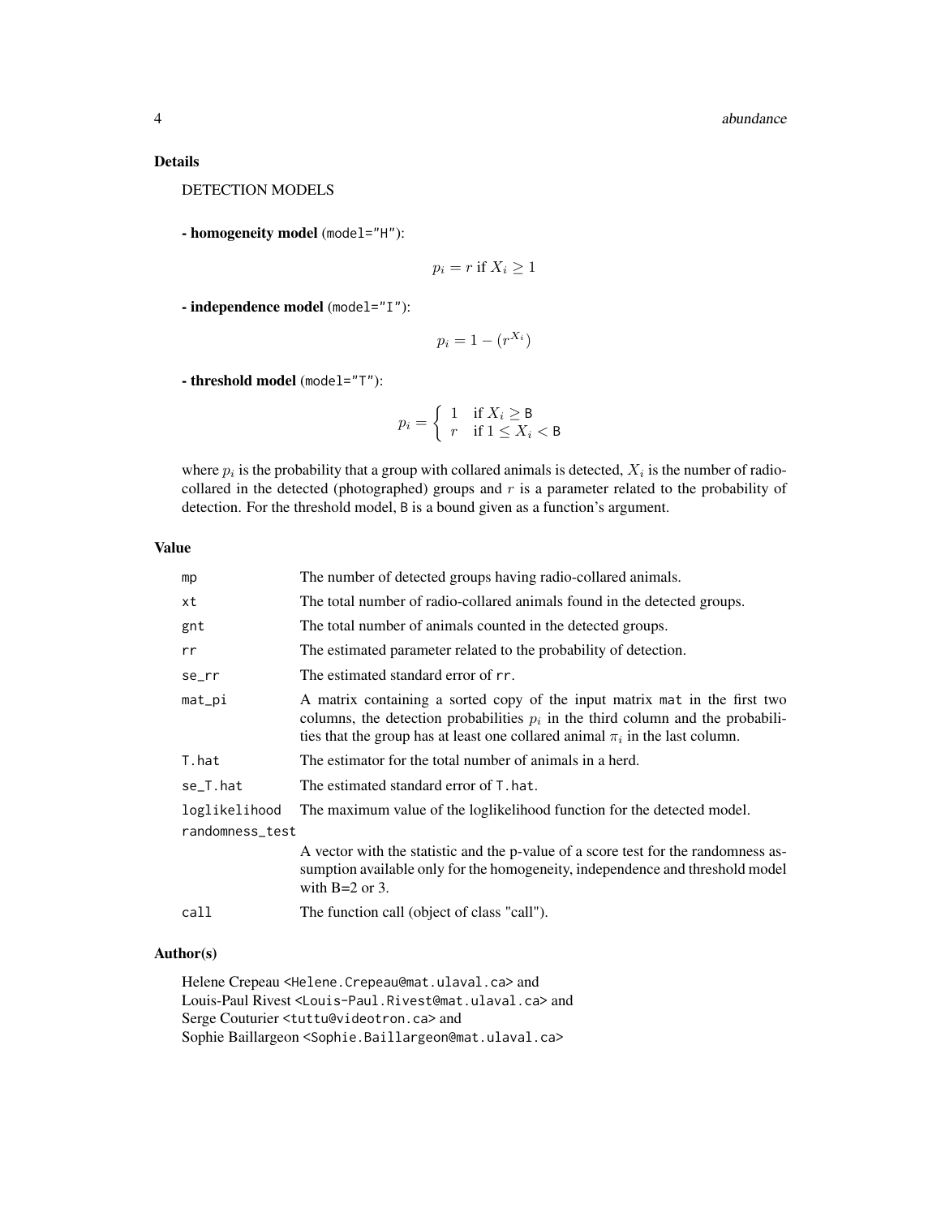## Details

DETECTION MODELS

**- homogeneity model** (`model="H"`):

$$p_i = r \text{ if } X_i \geq 1$$

**- independence model** (`model="I"`):

$$p_i = 1 - (r^{X_i})$$

**- threshold model** (`model="T"`):

$$p_i = \begin{cases} 1 & \text{if } X_i \geq \mathtt{B} \\ r & \text{if } 1 \leq X_i < \mathtt{B} \end{cases}$$

where $p_i$ is the probability that a group with collared animals is detected, $X_i$ is the number of radio-collared in the detected (photographed) groups and $r$ is a parameter related to the probability of detection. For the threshold model, `B` is a bound given as a function's argument.

## Value

| | |
|---|---|
| `mp` | The number of detected groups having radio-collared animals. |
| `xt` | The total number of radio-collared animals found in the detected groups. |
| `gnt` | The total number of animals counted in the detected groups. |
| `rr` | The estimated parameter related to the probability of detection. |
| `se_rr` | The estimated standard error of `rr`. |
| `mat_pi` | A matrix containing a sorted copy of the input matrix `mat` in the first two columns, the detection probabilities $p_i$ in the third column and the probabilities that the group has at least one collared animal $\pi_i$ in the last column. |
| `T.hat` | The estimator for the total number of animals in a herd. |
| `se_T.hat` | The estimated standard error of `T.hat`. |
| `loglikelihood` | The maximum value of the loglikelihood function for the detected model. |
| `randomness_test` | A vector with the statistic and the p-value of a score test for the randomness assumption available only for the homogeneity, independence and threshold model with B=2 or 3. |
| `call` | The function call (object of class "call"). |

## Author(s)

Helene Crepeau <Helene.Crepeau@mat.ulaval.ca> and
Louis-Paul Rivest <Louis-Paul.Rivest@mat.ulaval.ca> and
Serge Couturier <tuttu@videotron.ca> and
Sophie Baillargeon <Sophie.Baillargeon@mat.ulaval.ca>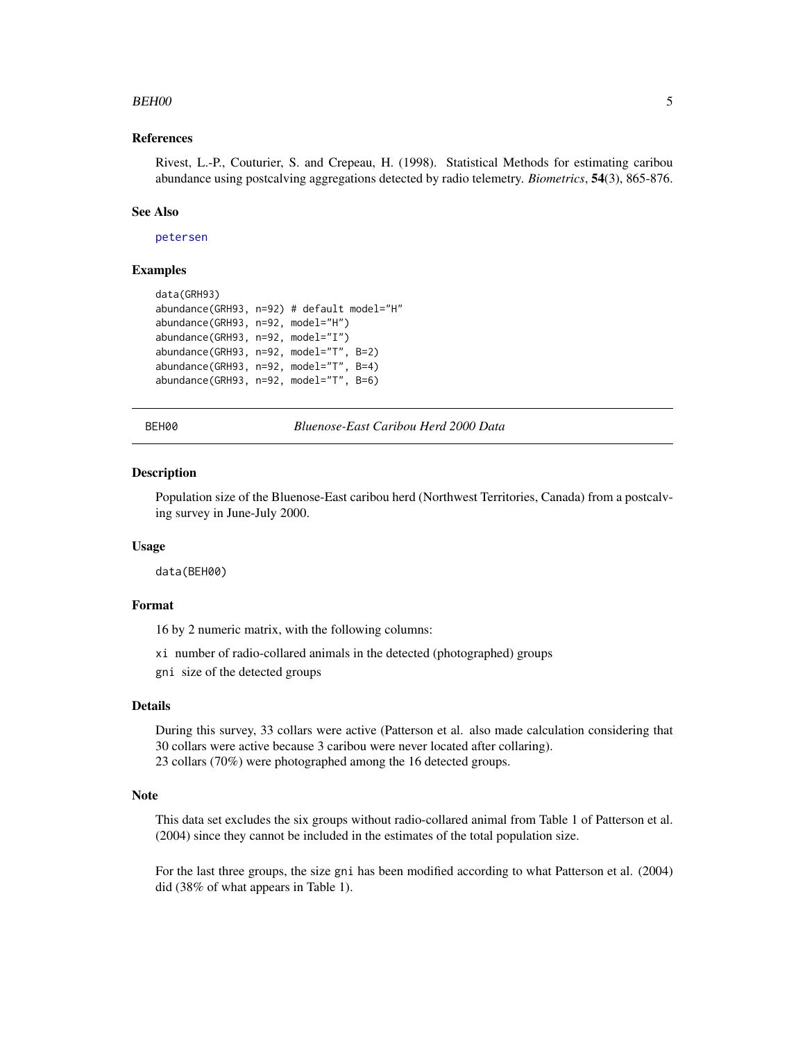### References

Rivest, L.-P., Couturier, S. and Crepeau, H. (1998). Statistical Methods for estimating caribou abundance using postcalving aggregations detected by radio telemetry. *Biometrics*, **54**(3), 865-876.

### See Also

petersen

### Examples

```
data(GRH93)
abundance(GRH93, n=92) # default model="H"
abundance(GRH93, n=92, model="H")
abundance(GRH93, n=92, model="I")
abundance(GRH93, n=92, model="T", B=2)
abundance(GRH93, n=92, model="T", B=4)
abundance(GRH93, n=92, model="T", B=6)
```

---

## BEH00 — *Bluenose-East Caribou Herd 2000 Data*

### Description

Population size of the Bluenose-East caribou herd (Northwest Territories, Canada) from a postcalving survey in June-July 2000.

### Usage

```
data(BEH00)
```

### Format

16 by 2 numeric matrix, with the following columns:

`xi` number of radio-collared animals in the detected (photographed) groups

`gni` size of the detected groups

### Details

During this survey, 33 collars were active (Patterson et al. also made calculation considering that 30 collars were active because 3 caribou were never located after collaring).
23 collars (70%) were photographed among the 16 detected groups.

### Note

This data set excludes the six groups without radio-collared animal from Table 1 of Patterson et al. (2004) since they cannot be included in the estimates of the total population size.

For the last three groups, the size `gni` has been modified according to what Patterson et al. (2004) did (38% of what appears in Table 1).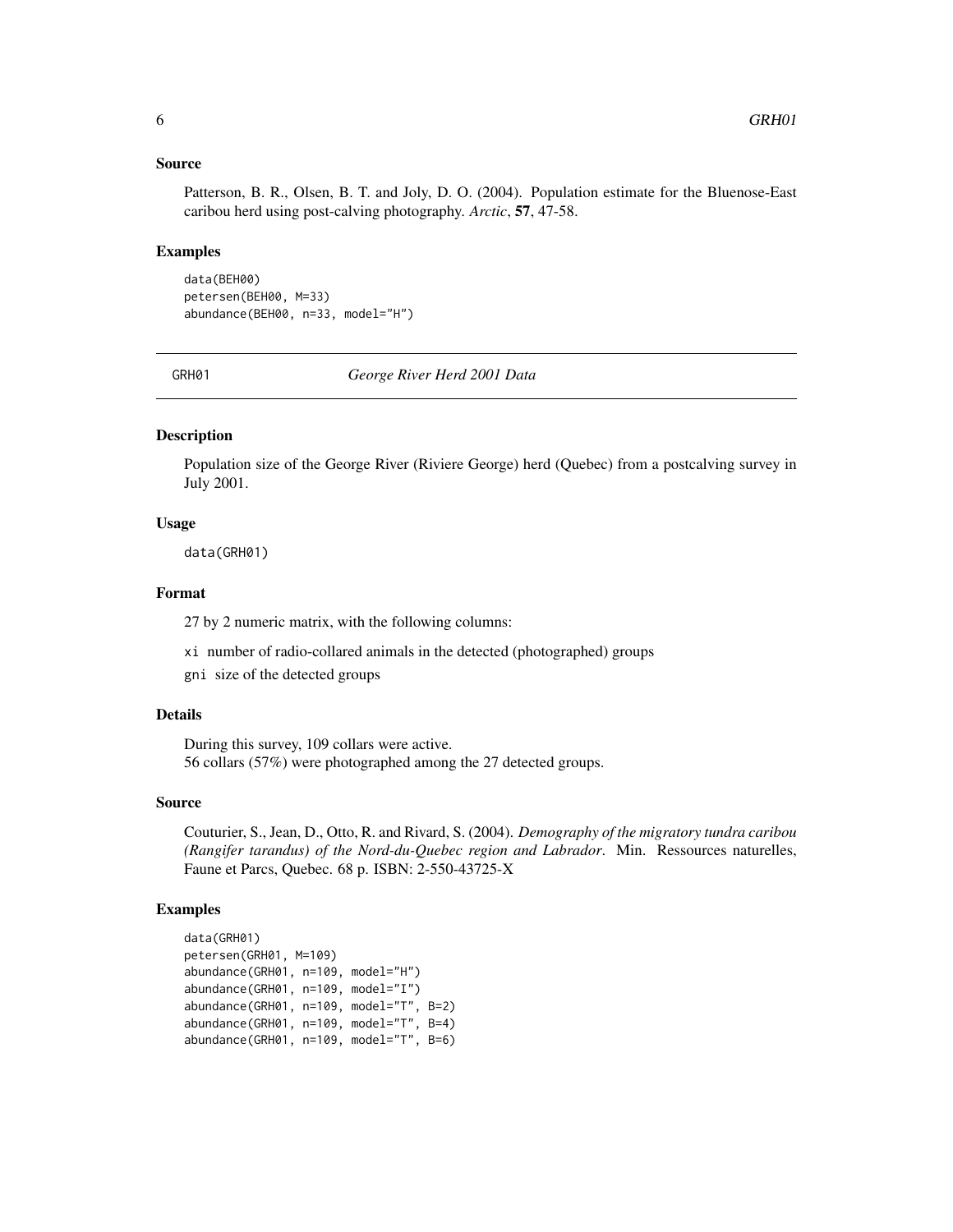### Source

Patterson, B. R., Olsen, B. T. and Joly, D. O. (2004). Population estimate for the Bluenose-East caribou herd using post-calving photography. *Arctic*, **57**, 47-58.

### Examples

```
data(BEH00)
petersen(BEH00, M=33)
abundance(BEH00, n=33, model="H")
```

---

## GRH01 — *George River Herd 2001 Data*

### Description

Population size of the George River (Riviere George) herd (Quebec) from a postcalving survey in July 2001.

### Usage

```
data(GRH01)
```

### Format

27 by 2 numeric matrix, with the following columns:

`xi` number of radio-collared animals in the detected (photographed) groups

`gni` size of the detected groups

### Details

During this survey, 109 collars were active.
56 collars (57%) were photographed among the 27 detected groups.

### Source

Couturier, S., Jean, D., Otto, R. and Rivard, S. (2004). *Demography of the migratory tundra caribou (Rangifer tarandus) of the Nord-du-Quebec region and Labrador*. Min. Ressources naturelles, Faune et Parcs, Quebec. 68 p. ISBN: 2-550-43725-X

### Examples

```
data(GRH01)
petersen(GRH01, M=109)
abundance(GRH01, n=109, model="H")
abundance(GRH01, n=109, model="I")
abundance(GRH01, n=109, model="T", B=2)
abundance(GRH01, n=109, model="T", B=4)
abundance(GRH01, n=109, model="T", B=6)
```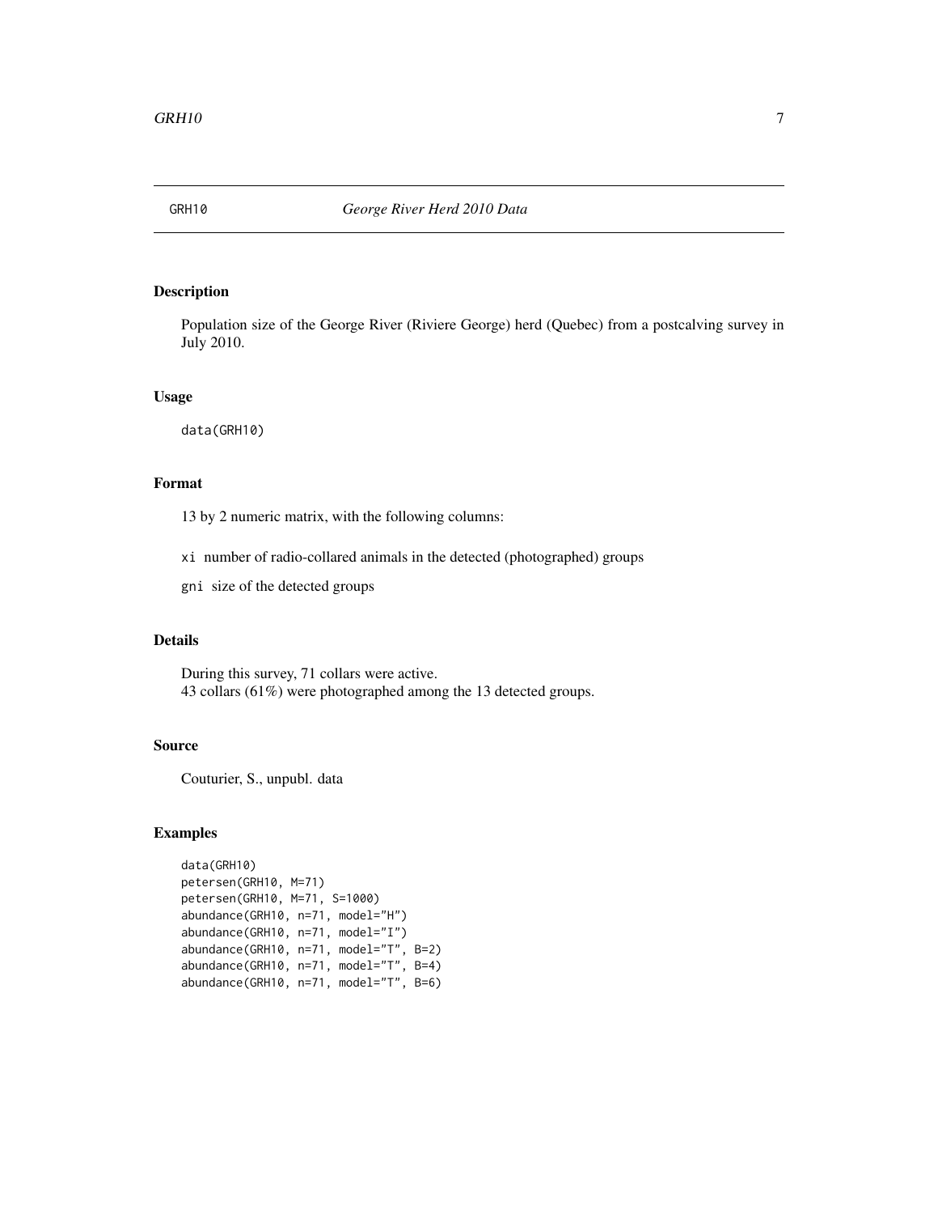# GRH10 — George River Herd 2010 Data

## Description

Population size of the George River (Riviere George) herd (Quebec) from a postcalving survey in July 2010.

## Usage

```
data(GRH10)
```

## Format

13 by 2 numeric matrix, with the following columns:

- `xi` number of radio-collared animals in the detected (photographed) groups
- `gni` size of the detected groups

## Details

During this survey, 71 collars were active.
43 collars (61%) were photographed among the 13 detected groups.

## Source

Couturier, S., unpubl. data

## Examples

```
data(GRH10)
petersen(GRH10, M=71)
petersen(GRH10, M=71, S=1000)
abundance(GRH10, n=71, model="H")
abundance(GRH10, n=71, model="I")
abundance(GRH10, n=71, model="T", B=2)
abundance(GRH10, n=71, model="T", B=4)
abundance(GRH10, n=71, model="T", B=6)
```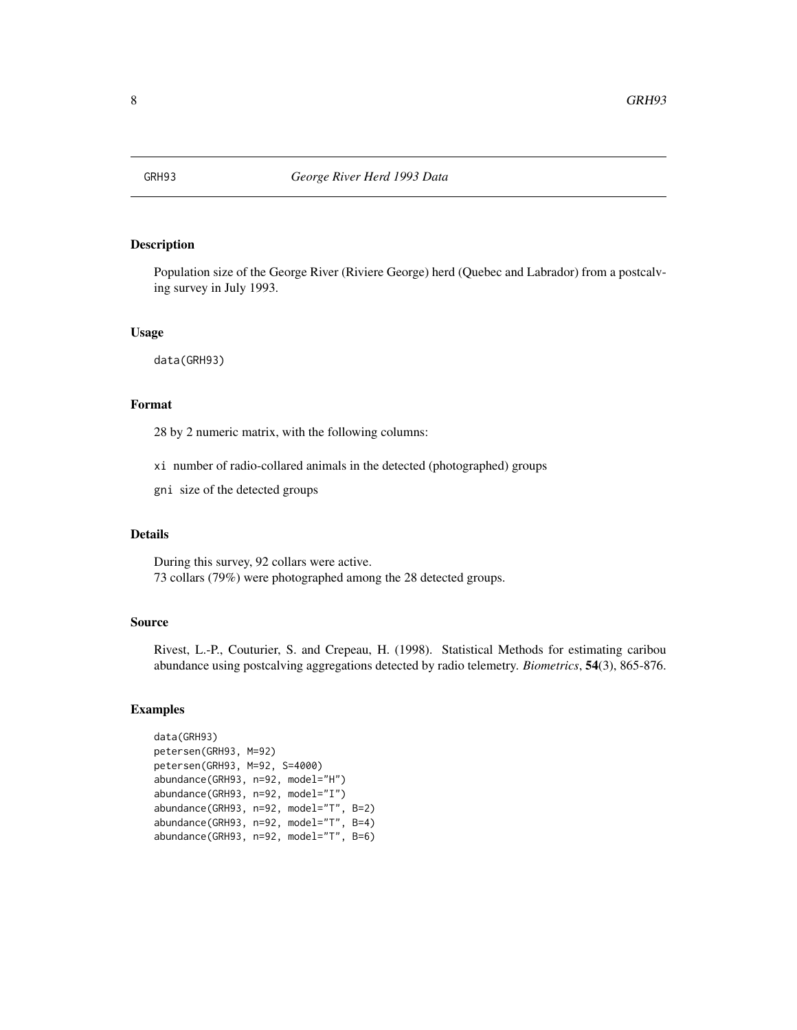# GRH93 *George River Herd 1993 Data*

## Description

Population size of the George River (Riviere George) herd (Quebec and Labrador) from a postcalving survey in July 1993.

## Usage

```
data(GRH93)
```

## Format

28 by 2 numeric matrix, with the following columns:

- `xi` number of radio-collared animals in the detected (photographed) groups
- `gni` size of the detected groups

## Details

During this survey, 92 collars were active.
73 collars (79%) were photographed among the 28 detected groups.

## Source

Rivest, L.-P., Couturier, S. and Crepeau, H. (1998). Statistical Methods for estimating caribou abundance using postcalving aggregations detected by radio telemetry. *Biometrics*, **54**(3), 865-876.

## Examples

```
data(GRH93)
petersen(GRH93, M=92)
petersen(GRH93, M=92, S=4000)
abundance(GRH93, n=92, model="H")
abundance(GRH93, n=92, model="I")
abundance(GRH93, n=92, model="T", B=2)
abundance(GRH93, n=92, model="T", B=4)
abundance(GRH93, n=92, model="T", B=6)
```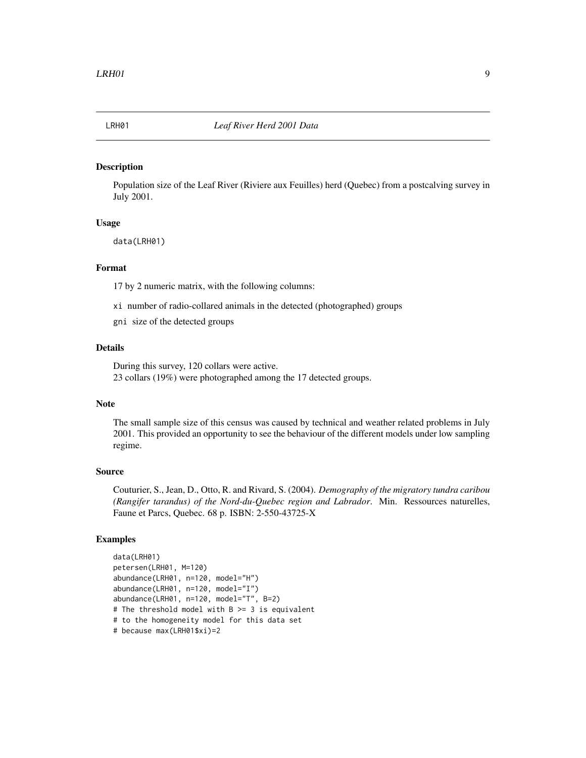# LRH01 — *Leaf River Herd 2001 Data*

## Description

Population size of the Leaf River (Riviere aux Feuilles) herd (Quebec) from a postcalving survey in July 2001.

## Usage

```
data(LRH01)
```

## Format

17 by 2 numeric matrix, with the following columns:

`xi` number of radio-collared animals in the detected (photographed) groups

`gni` size of the detected groups

## Details

During this survey, 120 collars were active.
23 collars (19%) were photographed among the 17 detected groups.

## Note

The small sample size of this census was caused by technical and weather related problems in July 2001. This provided an opportunity to see the behaviour of the different models under low sampling regime.

## Source

Couturier, S., Jean, D., Otto, R. and Rivard, S. (2004). *Demography of the migratory tundra caribou (Rangifer tarandus) of the Nord-du-Quebec region and Labrador*. Min. Ressources naturelles, Faune et Parcs, Quebec. 68 p. ISBN: 2-550-43725-X

## Examples

```
data(LRH01)
petersen(LRH01, M=120)
abundance(LRH01, n=120, model="H")
abundance(LRH01, n=120, model="I")
abundance(LRH01, n=120, model="T", B=2)
# The threshold model with B >= 3 is equivalent
# to the homogeneity model for this data set
# because max(LRH01$xi)=2
```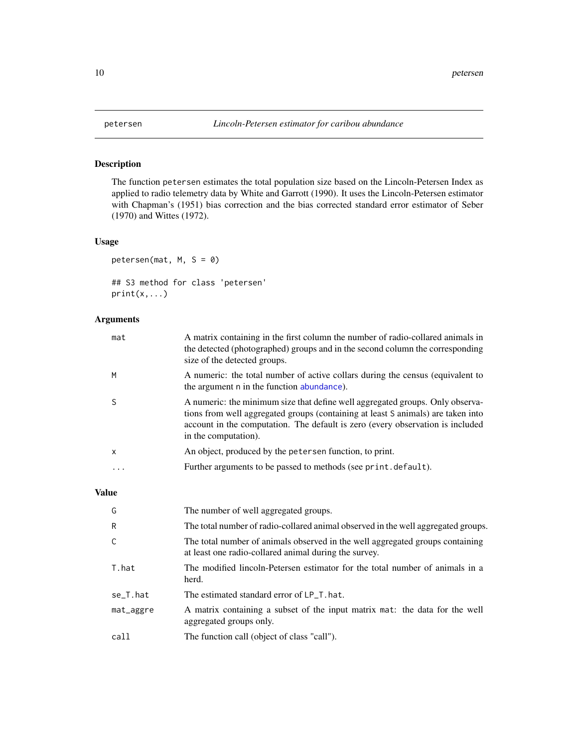# petersen — *Lincoln-Petersen estimator for caribou abundance*

## Description

The function petersen estimates the total population size based on the Lincoln-Petersen Index as applied to radio telemetry data by White and Garrott (1990). It uses the Lincoln-Petersen estimator with Chapman's (1951) bias correction and the bias corrected standard error estimator of Seber (1970) and Wittes (1972).

## Usage

```
petersen(mat, M, S = 0)

## S3 method for class 'petersen'
print(x,...)
```

## Arguments

| | |
|---|---|
| mat | A matrix containing in the first column the number of radio-collared animals in the detected (photographed) groups and in the second column the corresponding size of the detected groups. |
| M | A numeric: the total number of active collars during the census (equivalent to the argument n in the function abundance). |
| S | A numeric: the minimum size that define well aggregated groups. Only observations from well aggregated groups (containing at least S animals) are taken into account in the computation. The default is zero (every observation is included in the computation). |
| x | An object, produced by the petersen function, to print. |
| ... | Further arguments to be passed to methods (see print.default). |

## Value

| | |
|---|---|
| G | The number of well aggregated groups. |
| R | The total number of radio-collared animal observed in the well aggregated groups. |
| C | The total number of animals observed in the well aggregated groups containing at least one radio-collared animal during the survey. |
| T.hat | The modified lincoln-Petersen estimator for the total number of animals in a herd. |
| se_T.hat | The estimated standard error of LP_T.hat. |
| mat_aggre | A matrix containing a subset of the input matrix mat: the data for the well aggregated groups only. |
| call | The function call (object of class "call"). |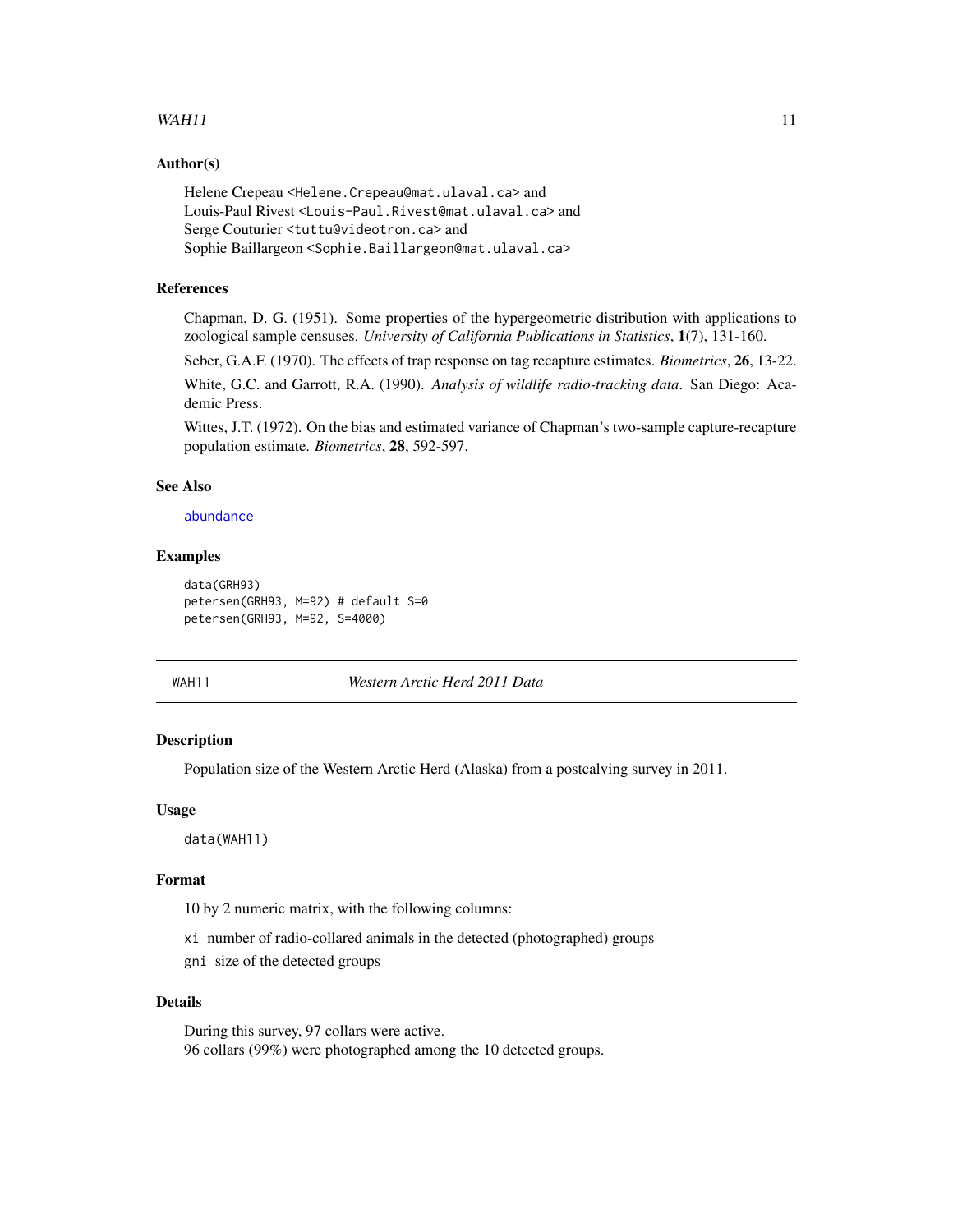### Author(s)

Helene Crepeau <Helene.Crepeau@mat.ulaval.ca> and
Louis-Paul Rivest <Louis-Paul.Rivest@mat.ulaval.ca> and
Serge Couturier <tuttu@videotron.ca> and
Sophie Baillargeon <Sophie.Baillargeon@mat.ulaval.ca>

### References

Chapman, D. G. (1951). Some properties of the hypergeometric distribution with applications to zoological sample censuses. *University of California Publications in Statistics*, **1**(7), 131-160.

Seber, G.A.F. (1970). The effects of trap response on tag recapture estimates. *Biometrics*, **26**, 13-22.

White, G.C. and Garrott, R.A. (1990). *Analysis of wildlife radio-tracking data*. San Diego: Academic Press.

Wittes, J.T. (1972). On the bias and estimated variance of Chapman's two-sample capture-recapture population estimate. *Biometrics*, **28**, 592-597.

### See Also

abundance

### Examples

```
data(GRH93)
petersen(GRH93, M=92) # default S=0
petersen(GRH93, M=92, S=4000)
```

---

## WAH11 — *Western Arctic Herd 2011 Data*

### Description

Population size of the Western Arctic Herd (Alaska) from a postcalving survey in 2011.

### Usage

```
data(WAH11)
```

### Format

10 by 2 numeric matrix, with the following columns:

- `xi` number of radio-collared animals in the detected (photographed) groups
- `gni` size of the detected groups

### Details

During this survey, 97 collars were active.
96 collars (99%) were photographed among the 10 detected groups.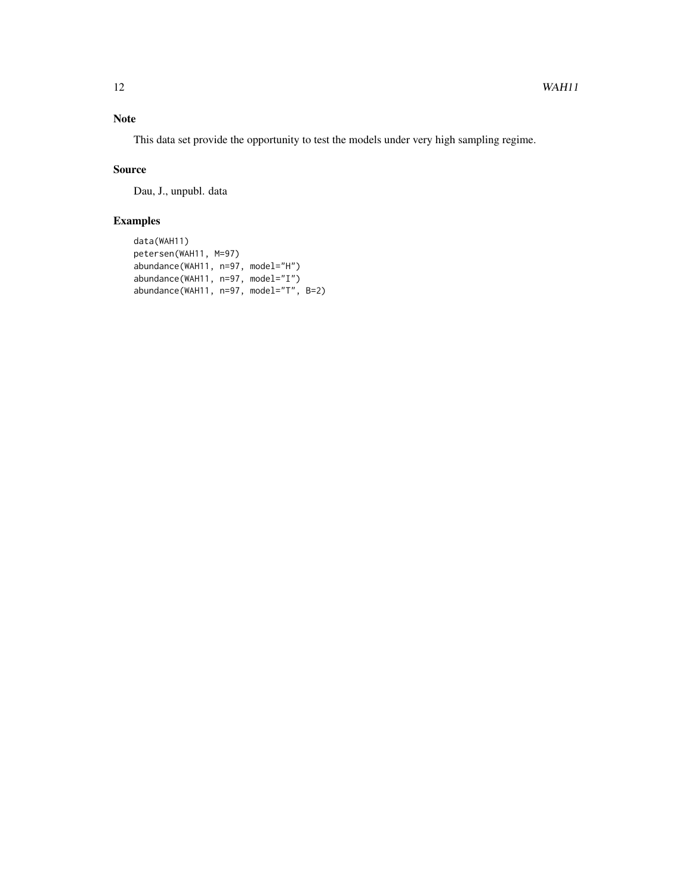## Note

This data set provide the opportunity to test the models under very high sampling regime.

## Source

Dau, J., unpubl. data

## Examples

```
data(WAH11)
petersen(WAH11, M=97)
abundance(WAH11, n=97, model="H")
abundance(WAH11, n=97, model="I")
abundance(WAH11, n=97, model="T", B=2)
```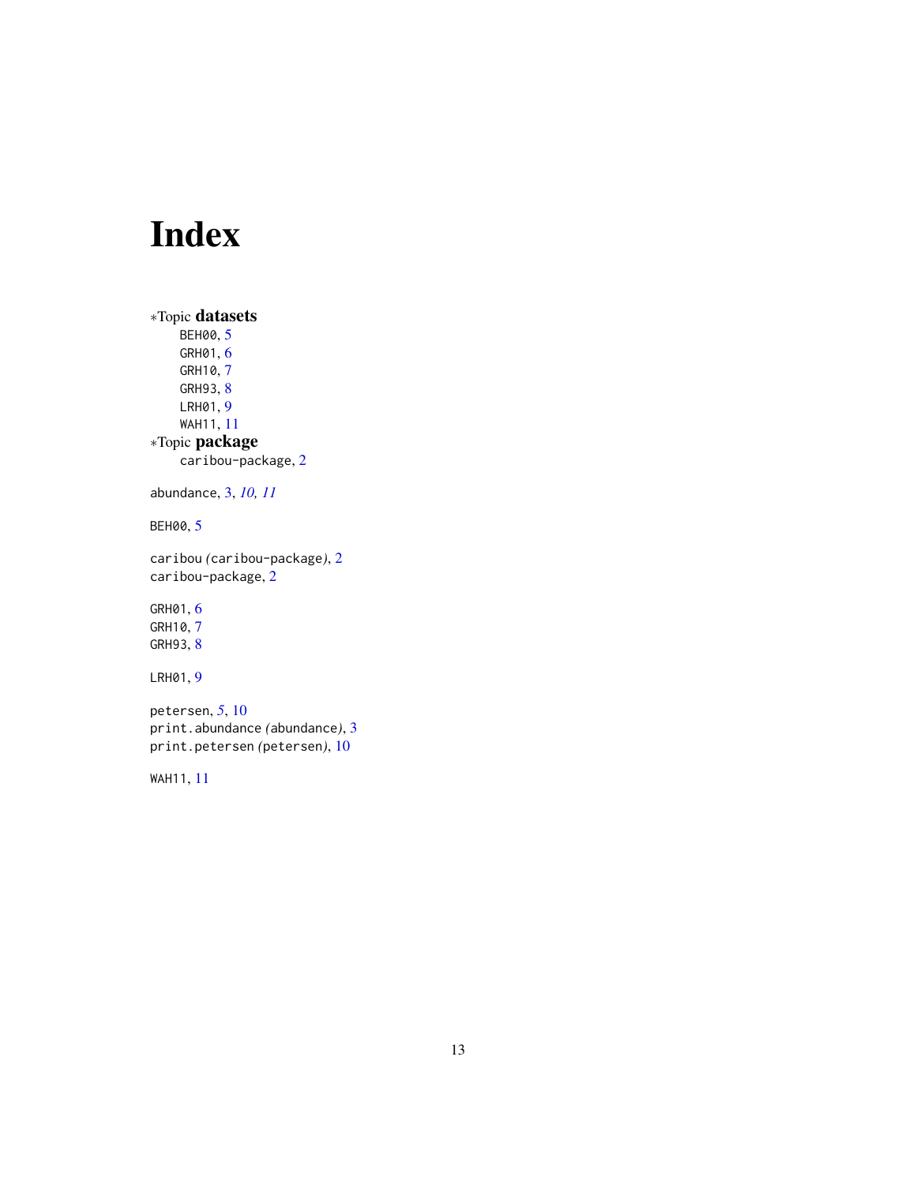# Index

∗Topic **datasets**
  BEH00, 5
  GRH01, 6
  GRH10, 7
  GRH93, 8
  LRH01, 9
  WAH11, 11
∗Topic **package**
  caribou-package, 2

abundance, 3, *10, 11*

BEH00, 5

caribou *(*caribou-package*)*, 2
caribou-package, 2

GRH01, 6
GRH10, 7
GRH93, 8

LRH01, 9

petersen, *5*, 10
print.abundance *(*abundance*)*, 3
print.petersen *(*petersen*)*, 10

WAH11, 11